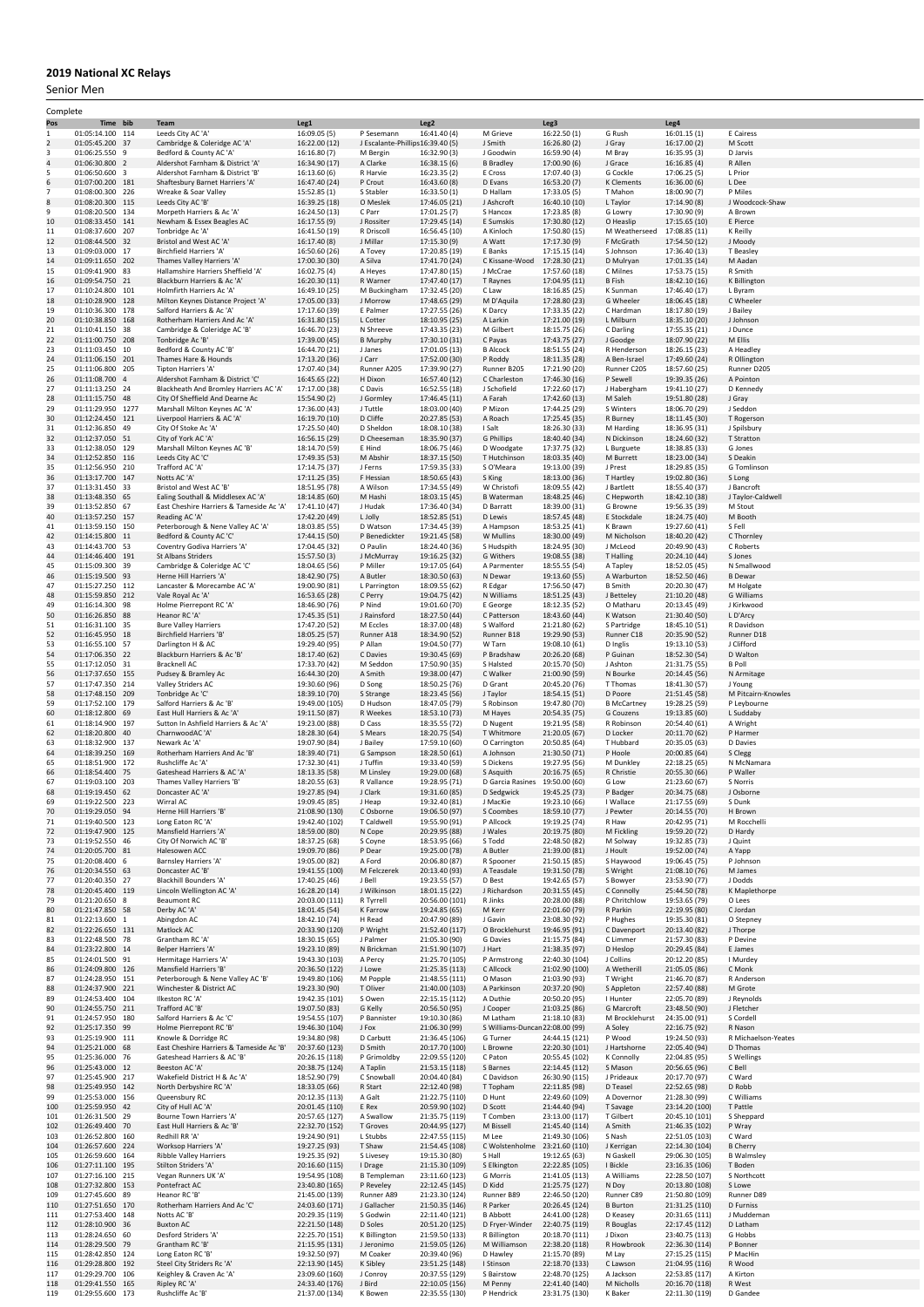# 2019 National XC Relays

Senior Men

Complete

| Pos | Time | bib | Team | Leg1 | | Leg2 | | Leg3 | | Leg4 | |
|---|---|---|---|---|---|---|---|---|---|---|---|
| 1 | 01:05:14.100 | 114 | Leeds City AC 'A' | 16:09.05 (5) | P Sesemann | 16:41.40 (4) | M Grieve | 16:22.50 (1) | G Rush | 16:01.15 (1) | E Cairess |
| 2 | 01:05:45.200 | 37 | Cambridge & Coleridge AC 'A' | 16:22.00 (12) | J Escalante-Phillips | 16:39.40 (5) | J Smith | 16:26.80 (2) | J Gray | 16:17.00 (2) | M Scott |
| 3 | 01:06:25.550 | 9 | Bedford & County AC 'A' | 16:16.80 (7) | M Bergin | 16:32.90 (3) | J Goodwin | 16:59.90 (4) | M Bray | 16:35.95 (3) | D Jarvis |
| 4 | 01:06:30.800 | 2 | Aldershot Farnham & District 'A' | 16:34.90 (17) | A Clarke | 16:38.15 (6) | B Bradley | 17:00.90 (6) | J Grace | 16:16.85 (4) | R Allen |
| 5 | 01:06:50.600 | 3 | Aldershot Farnham & District 'B' | 16:13.60 (6) | R Harvie | 16:23.35 (2) | E Cross | 17:07.40 (3) | G Cockle | 17:06.25 (5) | L Prior |
| 6 | 01:07:00.200 | 181 | Shaftesbury Barnet Harriers 'A' | 16:47.40 (24) | P Crout | 16:43.60 (8) | D Evans | 16:53.20 (7) | K Clements | 16:36.00 (6) | L Dee |
| 7 | 01:08:00.300 | 226 | Wreake & Soar Valley | 15:52.85 (1) | S Stabler | 16:33.50 (1) | D Hallam | 17:33.05 (5) | T Mahon | 18:00.90 (7) | P Miles |
| 8 | 01:08:20.300 | 115 | Leeds City AC 'B' | 16:39.25 (18) | O Meslek | 17:46.05 (21) | J Ashcroft | 16:40.10 (10) | L Taylor | 17:14.90 (8) | J Woodcock-Shaw |
| 9 | 01:08:20.500 | 134 | Morpeth Harriers & Ac 'A' | 16:24.50 (13) | C Parr | 17:01.25 (7) | S Hancox | 17:23.85 (8) | G Lowry | 17:30.90 (9) | A Brown |
| 10 | 01:08:33.450 | 141 | Newham & Essex Beagles AC | 16:17.55 (9) | J Rossiter | 17:29.45 (14) | E Sumskis | 17:30.80 (12) | O Heaslip | 17:15.65 (10) | E Pierce |
| 11 | 01:08:37.600 | 207 | Tonbridge Ac 'A' | 16:41.50 (19) | R Driscoll | 16:56.45 (10) | A Kinloch | 17:50.80 (15) | M Weatherseed | 17:08.85 (11) | K Reilly |
| 12 | 01:08:44.500 | 32 | Bristol and West AC 'A' | 16:17.40 (8) | J Millar | 17:15.30 (9) | A Watt | 17:17.30 (9) | F McGrath | 17:54.52 (12) | J Moody |
| 13 | 01:09:03.000 | 17 | Birchfield Harriers 'A' | 16:50.60 (26) | A Tovey | 17:20.85 (19) | E Banks | 17:15.15 (14) | S Johnson | 17:36.40 (13) | T Beasley |
| 14 | 01:09:11.650 | 202 | Thames Valley Harriers 'A' | 17:00.30 (30) | A Silva | 17:41.70 (24) | C Kissane-Wood | 17:28.30 (21) | D Mulryan | 17:01.35 (14) | M Aadan |
| 15 | 01:09:41.900 | 83 | Hallamshire Harriers Sheffield 'A' | 16:02.75 (4) | A Heyes | 17:47.80 (15) | J McCrae | 17:57.60 (18) | C Milnes | 17:53.75 (15) | R Smith |
| 16 | 01:09:54.750 | 21 | Blackburn Harriers & Ac 'A' | 16:20.30 (11) | R Warner | 17:47.40 (17) | T Raynes | 17:04.95 (11) | B Fish | 18:42.10 (16) | K Billington |
| 17 | 01:10:24.800 | 101 | Holmfirth Harriers Ac 'A' | 16:49.10 (25) | M Buckingham | 17:32.45 (20) | C Law | 18:16.85 (25) | K Sunman | 17:46.40 (17) | L Byram |
| 18 | 01:10:28.900 | 128 | Milton Keynes Distance Project 'A' | 17:05.00 (33) | J Morrow | 17:48.65 (29) | M D'Aquila | 17:28.80 (23) | G Wheeler | 18:06.45 (18) | C Wheeler |
| 19 | 01:10:36.300 | 178 | Salford Harriers & Ac 'A' | 17:17.60 (39) | E Palmer | 17:27.55 (26) | K Darcy | 17:33.25 (22) | C Hardman | 18:17.80 (19) | J Bailey |
| 20 | 01:10:38.850 | 168 | Rotherham Harriers And Ac 'A' | 16:31.80 (15) | L Cotter | 18:10.95 (25) | A Larkin | 17:21.00 (19) | L Milburn | 18:35.10 (20) | J Johnson |
| 21 | 01:10:41.150 | 38 | Cambridge & Coleridge AC 'B' | 16:46.70 (23) | N Shreeve | 17:43.35 (23) | M Gilbert | 18:15.75 (26) | C Darling | 17:55.35 (21) | J Dunce |
| 22 | 01:11:00.750 | 208 | Tonbridge Ac 'B' | 17:39.00 (45) | B Murphy | 17:30.10 (31) | C Payas | 17:43.75 (27) | J Goodge | 18:07.90 (22) | M Ellis |
| 23 | 01:11:03.450 | 10 | Bedford & County AC 'B' | 16:44.70 (21) | J Janes | 17:01.05 (13) | B Alcock | 18:51.55 (24) | R Henderson | 18:26.15 (23) | A Headley |
| 24 | 01:11:06.150 | 201 | Thames Hare & Hounds | 17:13.20 (36) | J Carr | 17:52.00 (30) | P Roddy | 18:11.35 (28) | A Ben-Israel | 17:49.60 (24) | R Ollington |
| 25 | 01:11:06.800 | 205 | Tipton Harriers 'A' | 17:07.40 (34) | Runner A205 | 17:39.90 (27) | Runner B205 | 17:21.90 (20) | Runner C205 | 18:57.60 (25) | Runner D205 |
| 26 | 01:11:08.700 | 4 | Aldershot Farnham & District 'C' | 16:45.65 (22) | H Dixon | 16:57.40 (12) | C Charleston | 17:46.30 (16) | P Sewell | 19:39.35 (26) | A Pointon |
| 27 | 01:11:13.250 | 24 | Blackheath And Bromley Harriers AC 'A' | 17:17.00 (38) | C Davis | 16:52.55 (18) | J Schofield | 17:22.60 (17) | J Habergham | 19:41.10 (27) | D Kennedy |
| 28 | 01:11:15.750 | 48 | City Of Sheffield And Dearne Ac | 15:54.90 (2) | J Gormley | 17:46.45 (11) | A Farah | 17:42.60 (13) | M Saleh | 19:51.80 (28) | J Gray |
| 29 | 01:11:29.950 | 1277 | Marshall Milton Keynes AC 'A' | 17:36.00 (43) | J Tuttle | 18:03.00 (40) | P Mizon | 17:44.25 (29) | S Winters | 18:06.70 (29) | J Seddon |
| 30 | 01:12:24.450 | 121 | Liverpool Harriers & AC 'A' | 16:19.70 (10) | D Cliffe | 20:27.85 (53) | A Roach | 17:25.45 (35) | R Burney | 18:11.45 (30) | T Rogerson |
| 31 | 01:12:36.850 | 49 | City Of Stoke Ac 'A' | 17:25.50 (40) | D Sheldon | 18:08.10 (38) | I Salt | 18:26.30 (33) | M Harding | 18:36.95 (31) | J Spilsbury |
| 32 | 01:12:37.050 | 51 | City of York AC 'A' | 16:56.15 (29) | D Cheeseman | 18:35.90 (37) | G Phillips | 18:40.40 (34) | N Dickinson | 18:24.60 (32) | T Stratton |
| 33 | 01:12:38.050 | 129 | Marshall Milton Keynes AC 'B' | 18:14.70 (59) | E Hind | 18:06.75 (46) | D Woodgate | 17:37.75 (32) | L Burguete | 18:38.85 (33) | G Jones |
| 34 | 01:12:52.850 | 116 | Leeds City AC 'C' | 17:49.35 (53) | M Abshir | 18:37.15 (50) | T Hutchinson | 18:03.35 (40) | M Burrett | 18:23.00 (34) | S Deakin |
| 35 | 01:12:56.950 | 210 | Trafford AC 'A' | 17:14.75 (37) | J Ferns | 17:59.35 (33) | S O'Meara | 19:13.00 (39) | J Prest | 18:29.85 (35) | G Tomlinson |
| 36 | 01:13:17.700 | 147 | Notts AC 'A' | 17:11.25 (35) | F Hessian | 18:50.65 (43) | S King | 18:13.00 (36) | T Hartley | 19:02.80 (36) | S Long |
| 37 | 01:13:31.450 | 33 | Bristol and West AC 'B' | 18:51.95 (78) | A Wilson | 17:34.55 (49) | W Christofi | 18:09.55 (42) | J Bartlett | 18:55.40 (37) | J Bancroft |
| 38 | 01:13:48.350 | 65 | Ealing Southall & Middlesex AC 'A' | 18:14.85 (60) | M Hashi | 18:03.15 (45) | B Waterman | 18:48.25 (46) | C Hepworth | 18:42.10 (38) | J Taylor-Caldwell |
| 39 | 01:13:52.850 | 67 | East Cheshire Harriers & Tameside Ac 'A' | 17:41.10 (47) | J Hudak | 17:36.40 (34) | D Barratt | 18:39.00 (31) | G Browne | 19:56.35 (39) | M Stout |
| 40 | 01:13:57.250 | 157 | Reading AC 'A' | 17:42.20 (49) | L Jolly | 18:52.85 (51) | D Lewis | 18:57.45 (48) | E Stockdale | 18:24.75 (40) | M Booth |
| 41 | 01:13:59.150 | 150 | Peterborough & Nene Valley AC 'A' | 18:03.85 (55) | D Watson | 17:34.45 (39) | A Hampson | 18:53.25 (41) | K Brawn | 19:27.60 (41) | S Fell |
| 42 | 01:14:15.800 | 11 | Bedford & County AC 'C' | 17:44.15 (50) | P Benedickter | 19:21.45 (58) | W Mullins | 18:30.00 (49) | M Nicholson | 18:40.20 (42) | C Thornley |
| 43 | 01:14:43.700 | 53 | Coventry Godiva Harriers 'A' | 17:04.45 (32) | O Paulin | 18:24.40 (36) | S Hudspith | 18:24.95 (30) | J McLeod | 20:49.90 (43) | C Roberts |
| 44 | 01:14:46.400 | 191 | St Albans Striders | 15:57.50 (3) | J McMurray | 19:16.25 (32) | G Withers | 19:08.55 (38) | T Halling | 20:24.10 (44) | S Jones |
| 45 | 01:15:09.300 | 39 | Cambridge & Coleridge AC 'C' | 18:04.65 (56) | P Miller | 19:17.05 (64) | A Parmenter | 18:55.55 (54) | A Tapley | 18:52.05 (45) | N Smallwood |
| 46 | 01:15:19.500 | 93 | Herne Hill Harriers 'A' | 18:42.90 (75) | A Butler | 18:30.50 (63) | N Dewar | 19:13.60 (55) | A Warburton | 18:52.50 (46) | B Dewar |
| 47 | 01:15:27.250 | 112 | Lancaster & Morecambe AC 'A' | 19:00.90 (81) | L Parrington | 18:09.55 (62) | R Edgar | 17:56.50 (47) | B Smith | 20:20.30 (47) | M Holgate |
| 48 | 01:15:59.850 | 212 | Vale Royal Ac 'A' | 16:53.65 (28) | C Perry | 19:04.75 (42) | N Williams | 18:51.25 (43) | J Betteley | 21:10.20 (48) | G Williams |
| 49 | 01:16:14.300 | 98 | Holme Pierrepont RC 'A' | 18:46.90 (76) | P Nind | 19:01.60 (70) | E George | 18:12.35 (52) | O Matharu | 20:13.45 (49) | J Kirkwood |
| 50 | 01:16:26.850 | 88 | Heanor RC 'A' | 17:45.35 (51) | J Rainsford | 18:27.50 (44) | C Patterson | 18:43.60 (44) | K Watson | 21:30.40 (50) | L D'Arcy |
| 51 | 01:16:31.100 | 35 | Bure Valley Harriers | 17:47.20 (52) | M Eccles | 18:37.00 (48) | S Walford | 21:21.80 (62) | S Partridge | 18:45.10 (51) | R Davidson |
| 52 | 01:16:45.950 | 18 | Birchfield Harriers 'B' | 18:05.25 (57) | Runner A18 | 18:34.90 (52) | Runner B18 | 19:29.90 (53) | Runner C18 | 20:35.90 (52) | Runner D18 |
| 53 | 01:16:55.100 | 57 | Darlington H & AC | 19:29.40 (95) | P Allan | 19:04.50 (77) | W Tam | 19:08.10 (61) | D Inglis | 19:13.10 (53) | J Clifford |
| 54 | 01:17:06.350 | 22 | Blackburn Harriers & Ac 'B' | 18:17.40 (62) | C Davies | 19:30.45 (69) | P Bradshaw | 20:26.20 (68) | P Guinan | 18:52.30 (54) | D Walton |
| 55 | 01:17:12.050 | 31 | Bracknell AC | 17:33.70 (42) | M Seddon | 17:50.90 (35) | S Halsted | 20:15.70 (50) | J Ashton | 21:31.75 (55) | B Poll |
| 56 | 01:17:37.650 | 155 | Pudsey & Bramley Ac | 16:44.30 (20) | A Smith | 19:38.00 (47) | C Walker | 21:00.90 (59) | N Bourke | 20:14.45 (56) | N Armitage |
| 57 | 01:17:47.350 | 214 | Valley Striders AC | 19:30.60 (96) | D Song | 18:50.25 (76) | D Grant | 20:45.20 (76) | T Thomas | 18:41.30 (57) | J Young |
| 58 | 01:17:48.150 | 209 | Tonbridge Ac 'C' | 18:39.10 (70) | S Strange | 18:23.45 (56) | J Taylor | 18:54.15 (51) | D Poore | 21:51.45 (58) | M Pitcairn-Knowles |
| 59 | 01:17:52.100 | 179 | Salford Harriers & Ac 'B' | 19:49.00 (105) | D Hudson | 18:47.05 (79) | S Robinson | 19:47.80 (70) | B McCartney | 19:28.25 (59) | P Leybourne |
| 60 | 01:18:12.800 | 69 | East Hull Harriers & Ac 'A' | 19:11.50 (87) | R Weekes | 18:53.10 (73) | M Hayes | 20:54.35 (75) | G Couzens | 19:13.85 (60) | L Suddaby |
| 61 | 01:18:14.900 | 197 | Sutton In Ashfield Harriers & Ac 'A' | 19:23.00 (88) | D Cass | 18:35.55 (72) | D Nugent | 19:21.95 (58) | R Robinson | 20:54.40 (61) | A Wright |
| 62 | 01:18:20.800 | 40 | CharnwoodAC 'A' | 18:28.30 (64) | S Mears | 18:20.75 (54) | T Whitmore | 21:20.05 (67) | D Locker | 20:11.70 (62) | P Harmer |
| 63 | 01:18:32.900 | 137 | Newark Ac 'A' | 19:07.90 (84) | J Bailey | 17:59.10 (60) | O Carrington | 20:50.85 (64) | T Hubbard | 20:35.05 (63) | D Davies |
| 64 | 01:18:39.250 | 169 | Rotherham Harriers And Ac 'B' | 18:39.40 (71) | G Sampson | 18:28.50 (61) | A Johnson | 21:30.50 (71) | P Hoole | 20:00.85 (64) | S Clegg |
| 65 | 01:18:51.900 | 172 | Rushcliffe Ac 'A' | 17:32.30 (41) | J Tuffin | 19:33.40 (59) | S Dickens | 19:27.95 (56) | M Dunkley | 22:18.25 (65) | N McNamara |
| 66 | 01:18:54.400 | 75 | Gateshead Harriers & AC 'A' | 18:13.35 (58) | M Linsley | 19:29.00 (68) | S Asquith | 20:16.75 (65) | R Christie | 20:55.30 (66) | P Waller |
| 67 | 01:19:03.100 | 203 | Thames Valley Harriers 'B' | 18:20.55 (63) | R Vallance | 19:28.95 (71) | D Garcia Rasines | 19:50.00 (60) | G Low | 21:23.60 (67) | S Norris |
| 68 | 01:19:19.450 | 62 | Doncaster AC 'A' | 19:27.85 (94) | J Clark | 19:31.60 (85) | D Sedgwick | 19:45.25 (73) | P Badger | 20:34.75 (68) | J Osborne |
| 69 | 01:19:22.500 | 223 | Wirral AC | 19:09.45 (85) | J Heap | 19:32.40 (81) | J MacKie | 19:23.10 (66) | I Wallace | 21:17.55 (69) | S Dunk |
| 70 | 01:19:29.050 | 94 | Herne Hill Harriers 'B' | 21:08.90 (130) | C Osborne | 19:06.50 (97) | S Coombes | 18:59.10 (77) | J Pewter | 20:14.55 (70) | H Brown |
| 71 | 01:19:40.500 | 123 | Long Eaton RC 'A' | 19:42.40 (102) | T Caldwell | 19:55.90 (91) | P Allcock | 19:19.25 (74) | R Haw | 20:42.95 (71) | M Rocchelli |
| 72 | 01:19:47.900 | 125 | Mansfield Harriers 'A' | 18:59.00 (80) | N Cope | 20:29.95 (88) | J Wales | 20:19.75 (80) | M Fickling | 19:59.20 (72) | D Hardy |
| 73 | 01:19:52.550 | 46 | City Of Norwich AC 'B' | 18:37.25 (68) | S Coyne | 18:53.95 (66) | S Todd | 22:48.50 (82) | M Solway | 19:32.85 (73) | J Quint |
| 74 | 01:20:05.700 | 81 | Halesowen ACC | 19:09.70 (86) | P Dear | 19:25.00 (78) | A Butler | 21:39.00 (81) | J Hoult | 19:52.00 (74) | A Yapp |
| 75 | 01:20:08.400 | 6 | Barnsley Harriers 'A' | 19:05.00 (82) | A Ford | 20:06.80 (87) | R Spooner | 21:50.15 (85) | S Haywood | 19:06.45 (75) | P Johnson |
| 76 | 01:20:34.550 | 63 | Doncaster AC 'B' | 19:41.55 (100) | M Felczerek | 20:13.40 (93) | A Teasdale | 19:31.50 (78) | S Wright | 21:08.10 (76) | M James |
| 77 | 01:20:40.350 | 27 | Blackhill Bounders 'A' | 17:40.25 (46) | J Bell | 19:23.55 (57) | D Best | 19:42.65 (57) | S Bowyer | 23:53.90 (77) | J Dodds |
| 78 | 01:20:45.400 | 119 | Lincoln Wellington AC 'A' | 16:28.20 (14) | J Wilkinson | 18:01.15 (22) | J Richardson | 20:31.55 (45) | C Connolly | 25:44.50 (78) | K Maplethorpe |
| 79 | 01:21:20.650 | 8 | Beaumont RC | 20:03.00 (111) | R Tyrrell | 20:56.00 (101) | R Links | 20:28.00 (88) | P Chritchlow | 19:53.65 (79) | O Lees |
| 80 | 01:21:47.850 | 58 | Derby AC 'A' | 18:01.45 (54) | K Farrow | 19:24.85 (65) | M Kerr | 22:01.60 (79) | R Parkin | 22:19.95 (80) | C Jordan |
| 81 | 01:22:13.600 | 1 | Abingdon AC | 18:42.10 (74) | H Read | 20:47.90 (89) | J Gavin | 23:08.30 (92) | P Hughes | 19:35.30 (81) | O Stepney |
| 82 | 01:22:26.650 | 131 | Matlock AC | 20:33.90 (120) | P Wright | 21:52.40 (117) | O Brocklehurst | 19:46.95 (91) | L Davenport | 20:13.40 (82) | J Thorpe |
| 83 | 01:22:48.500 | 78 | Grantham RC 'A' | 18:30.15 (65) | J Palmer | 21:05.30 (90) | G Davies | 21:15.75 (84) | C Limmer | 21:57.30 (83) | P Devine |
| 84 | 01:23:22.800 | 14 | Belper Harriers 'A' | 19:23.10 (89) | N Brickman | 21:51.90 (107) | J Hart | 21:38.35 (97) | D Heslop | 20:29.45 (84) | E James |
| 85 | 01:24:01.500 | 91 | Hermitage Harriers 'A' | 19:43.30 (103) | A Percy | 21:25.70 (105) | P Armstrong | 22:40.30 (104) | J Collins | 20:12.20 (85) | I Murdey |
| 86 | 01:24:09.800 | 126 | Mansfield Harriers 'B' | 20:36.50 (122) | J Lowe | 21:25.35 (113) | C Allcock | 21:02.90 (100) | A Wetherill | 21:05.05 (86) | C Monk |
| 87 | 01:24:28.950 | 151 | Peterborough & Nene Valley AC 'B' | 19:49.80 (106) | M Popple | 21:48.55 (111) | O Mason | 21:03.90 (93) | T Wright | 21:46.70 (87) | R Anderson |
| 88 | 01:24:37.900 | 221 | Winchester & District AC | 19:23.30 (90) | T Oliver | 21:40.00 (103) | A Parkinson | 20:37.20 (90) | S Appleton | 22:57.40 (88) | M Grote |
| 89 | 01:24:53.400 | 104 | Ilkeston RC 'A' | 19:42.35 (101) | S Owen | 22:15.15 (112) | A Duthie | 20:50.20 (95) | I Hunter | 22:05.70 (89) | J Reynolds |
| 90 | 01:24:55.750 | 211 | Trafford AC 'B' | 19:07.50 (83) | G Kelly | 20:56.50 (95) | J Cooper | 21:03.25 (86) | G Marcroft | 23:48.50 (90) | J Fletcher |
| 91 | 01:24:57.950 | 180 | Salford Harriers & Ac 'C' | 19:54.55 (107) | P Bannister | 19:10.30 (86) | M Latham | 21:18.10 (83) | M Brocklehurst | 24:35.00 (91) | S Cordell |
| 92 | 01:25:17.350 | 99 | Holme Pierrepont RC 'B' | 19:46.30 (104) | J Fox | 21:06.30 (99) | S Williams-Duncan | 22:08.00 (99) | A Soley | 22:16.75 (92) | R Nason |
| 93 | 01:25:19.900 | 111 | Knowle & Dorridge RC | 19:34.80 (98) | D Carbutt | 21:36.45 (106) | G Turner | 24:44.15 (121) | P Wood | 19:24.50 (93) | R Michaelson-Yeates |
| 94 | 01:25:21.000 | 68 | East Cheshire Harriers & Tameside Ac 'B' | 20:37.60 (123) | D Smith | 20:17.70 (100) | E Browne | 22:20.30 (101) | J Hartshorne | 22:05.40 (94) | D Thomas |
| 95 | 01:25:36.000 | 76 | Gateshead Harriers & AC 'B' | 20:26.15 (118) | P Grimoldby | 22:09.55 (120) | C Paton | 20:55.45 (102) | K Connolly | 22:04.85 (95) | S Wellings |
| 96 | 01:25:43.000 | 12 | Beeston AC 'A' | 20:38.75 (124) | A Taplin | 21:53.15 (118) | S Barnes | 22:14.45 (112) | S Mason | 20:56.65 (96) | C Bell |
| 97 | 01:25:45.900 | 217 | Wakefield District H & Ac 'A' | 18:52.90 (79) | C Snowball | 20:04.40 (84) | C Davidson | 26:30.90 (115) | J Prideaux | 20:17.70 (97) | C Ward |
| 98 | 01:25:49.950 | 142 | North Derbyshire RC 'A' | 18:33.05 (66) | R Start | 22:12.40 (98) | T Topham | 22:11.85 (98) | D Teasel | 22:52.65 (98) | D Robb |
| 99 | 01:25:53.000 | 156 | Queensbury RC | 20:12.35 (113) | A Galt | 21:22.75 (110) | D Hunt | 22:49.60 (109) | A Dovernor | 21:28.30 (99) | C Williams |
| 100 | 01:25:59.950 | 42 | City of Hull AC 'A' | 20:01.45 (110) | E Rex | 20:59.90 (102) | D Scott | 21:44.40 (94) | T Savage | 23:14.20 (100) | T Pattle |
| 101 | 01:26:31.500 | 29 | Bourne Town Harriers 'A' | 20:57.65 (127) | A Swallow | 21:35.75 (119) | T Comben | 23:13.00 (117) | T Gilbert | 20:45.10 (101) | S Sheppard |
| 102 | 01:26:49.400 | 70 | East Hull Harriers & Ac 'B' | 22:32.70 (152) | T Groves | 20:44.95 (127) | M Bissell | 21:45.40 (114) | A Smith | 21:46.35 (102) | P Wray |
| 103 | 01:26:52.800 | 160 | Redhill RR 'A' | 19:24.90 (91) | L Stubbs | 22:47.55 (115) | M Lee | 21:49.30 (106) | S Nash | 22:51.05 (103) | C Ward |
| 104 | 01:26:57.600 | 224 | Worksop Harriers 'A' | 19:27.25 (93) | T Shaw | 21:54.45 (108) | C Wolstenholme | 23:21.60 (110) | J Kerrigan | 22:14.30 (104) | B Cherry |
| 105 | 01:26:59.600 | 164 | Ribble Valley Harriers | 19:25.35 (92) | S Livesey | 19:15.30 (80) | S Hall | 19:12.65 (63) | N Gaskell | 29:06.30 (105) | B Walmsley |
| 106 | 01:27:11.100 | 195 | Stilton Striders 'A' | 20:16.60 (115) | I Drage | 21:15.30 (109) | S Elkington | 22:22.85 (105) | I Bickle | 23:16.35 (106) | T Boden |
| 107 | 01:27:16.100 | 215 | Vegan Runners UK 'A' | 19:54.95 (108) | B Templeman | 23:11.60 (123) | G Morris | 21:41.05 (113) | A Williams | 22:28.50 (107) | S Northcott |
| 108 | 01:27:32.800 | 153 | Pontefract AC | 23:40.80 (165) | P Reveley | 22:12.45 (145) | D Kidd | 21:25.75 (127) | N Doy | 20:13.80 (108) | S Lowe |
| 109 | 01:27:45.600 | 89 | Heanor RC 'B' | 21:45.00 (139) | Runner A89 | 21:23.30 (124) | Runner B89 | 22:46.50 (120) | Runner C89 | 21:50.80 (109) | Runner D89 |
| 110 | 01:27:51.650 | 170 | Rotherham Harriers And Ac 'C' | 24:03.60 (171) | J Gallacher | 21:50.35 (146) | R Parker | 20:26.45 (124) | B Burton | 21:31.25 (110) | D Furniss |
| 111 | 01:27:53.400 | 148 | Notts AC 'B' | 20:29.35 (119) | S Godwin | 22:11.40 (121) | B Abbott | 24:41.00 (128) | D Keasey | 20:31.65 (111) | J Muddeman |
| 112 | 01:28:10.900 | 36 | Buxton AC | 22:21.50 (148) | D Soles | 20:51.20 (125) | D Fryer-Winder | 22:40.75 (119) | R Bouglas | 22:17.45 (112) | D Latham |
| 113 | 01:28:24.650 | 60 | Desford Striders 'A' | 22:25.70 (151) | K Billington | 21:59.50 (133) | R Billington | 20:18.70 (111) | J Dixon | 23:40.75 (113) | G Hobbs |
| 114 | 01:28:29.500 | 79 | Grantham RC 'B' | 21:15.95 (131) | J Jeronimo | 21:59.05 (126) | M Williamson | 22:38.20 (118) | R Howbrook | 22:36.30 (114) | P Bonner |
| 115 | 01:28:42.850 | 124 | Long Eaton RC 'B' | 19:32.50 (97) | M Coaker | 20:39.40 (96) | D Hawley | 21:15.70 (89) | M Lay | 27:15.25 (115) | P MacHin |
| 116 | 01:29:28.800 | 192 | Steel City Striders Rc 'A' | 22:13.90 (145) | K Sibley | 23:51.25 (148) | I Stinson | 22:18.70 (133) | C Lawson | 21:04.95 (116) | R Wood |
| 117 | 01:29:29.700 | 106 | Keighley & Craven Ac 'A' | 23:09.60 (160) | J Conroy | 20:37.55 (129) | S Bairstow | 22:48.70 (125) | A Jackson | 22:53.85 (117) | A Kirton |
| 118 | 01:29:41.550 | 165 | Ripley RC 'A' | 24:33.40 (176) | J Bird | 22:10.05 (156) | M Penny | 22:41.40 (140) | M Nicholls | 20:16.70 (118) | R West |
| 119 | 01:29:55.600 | 173 | Rushcliffe Ac 'B' | 21:37.00 (134) | K Bowen | 22:35.55 (130) | P Hendrick | 23:31.75 (130) | K Baker | 22:11.30 (119) | D Gandee |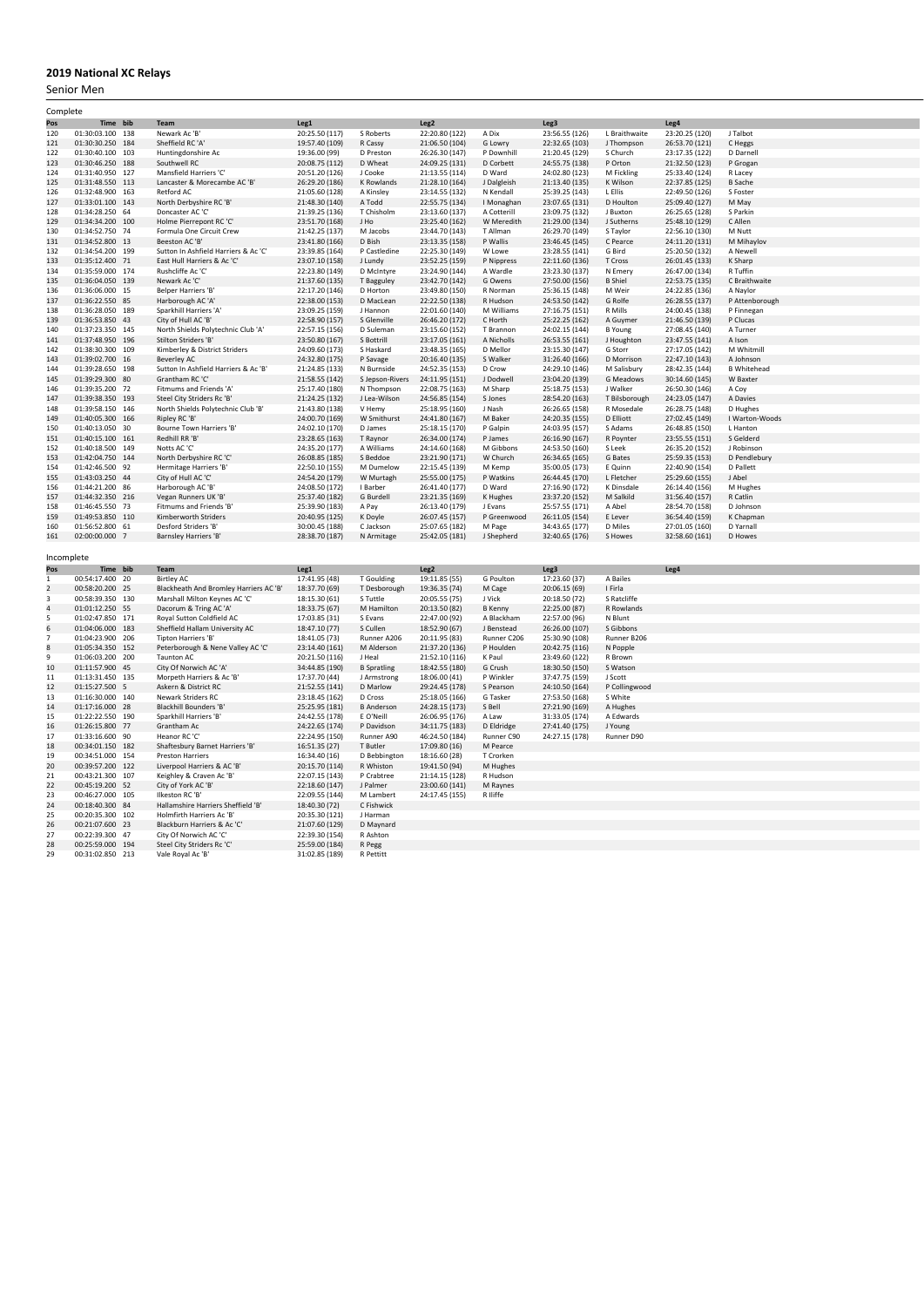## 2019 National XC Relays

Senior Men

Complete

| Pos | Time | bib | Team | Leg1 | | Leg2 | | Leg3 | | Leg4 | |
|---|---|---|---|---|---|---|---|---|---|---|---|
| 120 | 01:30:03.100 | 138 | Newark Ac 'B' | 20:25.50 (117) | S Roberts | 22:20.80 (122) | A Dix | 23:56.55 (126) | L Braithwaite | 23:20.25 (120) | J Talbot |
| 121 | 01:30:30.250 | 184 | Sheffield RC 'A' | 19:57.40 (109) | R Cassy | 21:06.50 (104) | G Lowry | 22:32.65 (103) | J Thompson | 26:53.70 (121) | C Heggs |
| 122 | 01:30:40.100 | 103 | Huntingdonshire Ac | 19:36.00 (99) | D Preston | 26:26.30 (147) | P Downhill | 21:20.45 (129) | S Church | 23:17.35 (122) | D Darnell |
| 123 | 01:30:46.250 | 188 | Southwell RC | 20:08.75 (112) | D Wheat | 24:09.25 (131) | D Corbett | 24:55.75 (138) | P Orton | 21:32.50 (123) | P Grogan |
| 124 | 01:31:40.950 | 127 | Mansfield Harriers 'C' | 20:51.20 (126) | J Cooke | 21:13.55 (114) | D Ward | 24:02.80 (123) | M Fickling | 25:33.40 (124) | R Lacey |
| 125 | 01:31:48.550 | 113 | Lancaster & Morecambe AC 'B' | 26:29.20 (186) | K Rowlands | 21:28.10 (164) | J Dalgleish | 21:13.40 (135) | K Wilson | 22:37.85 (125) | B Sache |
| 126 | 01:32:48.900 | 163 | Retford AC | 21:05.60 (128) | A Kinsley | 23:14.55 (132) | N Kendall | 25:39.25 (143) | L Ellis | 22:49.50 (126) | S Foster |
| 127 | 01:33:01.100 | 143 | North Derbyshire RC 'B' | 21:48.30 (140) | A Todd | 22:55.75 (134) | I Monaghan | 23:07.65 (131) | D Houlton | 25:09.40 (127) | M May |
| 128 | 01:34:28.250 | 64 | Doncaster AC 'C' | 21:39.25 (136) | T Chisholm | 23:13.60 (137) | A Cotterill | 23:09.75 (132) | J Buxton | 26:25.65 (128) | S Parkin |
| 129 | 01:34:34.200 | 100 | Holme Pierrepont RC 'C' | 23:51.70 (168) | J Ho | 23:25.40 (162) | W Meredith | 21:29.00 (134) | J Sutherns | 25:48.10 (129) | C Allen |
| 130 | 01:34:52.750 | 74 | Formula One Circuit Crew | 21:42.25 (137) | M Jacobs | 23:44.70 (143) | T Allman | 26:29.70 (149) | S Taylor | 22:56.10 (130) | M Nutt |
| 131 | 01:34:52.800 | 13 | Beeston AC 'B' | 23:41.80 (166) | D Bish | 23:13.35 (158) | P Wallis | 23:46.45 (145) | C Pearce | 24:11.20 (131) | M Mihaylov |
| 132 | 01:34:54.200 | 199 | Sutton In Ashfield Harriers & Ac 'C' | 23:39.85 (164) | P Castledine | 22:25.30 (149) | W Lowe | 23:28.55 (141) | G Bird | 25:20.50 (132) | A Newell |
| 133 | 01:35:12.400 | 71 | East Hull Harriers & Ac 'C' | 23:07.10 (158) | J Lundy | 23:52.25 (159) | P Nippress | 22:11.60 (136) | T Cross | 26:01.45 (133) | K Sharp |
| 134 | 01:35:59.000 | 174 | Rushcliffe Ac 'C' | 22:23.80 (149) | D McIntyre | 23:24.90 (144) | A Wardle | 23:23.30 (137) | N Emery | 26:47.00 (134) | R Tuffin |
| 135 | 01:36:04.050 | 139 | Newark Ac 'C' | 21:37.60 (135) | T Bagguley | 23:42.70 (142) | G Owens | 27:50.00 (156) | B Shiel | 22:53.75 (135) | C Braithwaite |
| 136 | 01:36:06.000 | 15 | Belper Harriers 'B' | 22:17.20 (146) | D Horton | 23:49.80 (150) | R Norman | 25:36.15 (148) | M Weir | 24:22.85 (136) | A Naylor |
| 137 | 01:36:22.550 | 85 | Harborough AC 'A' | 22:38.00 (153) | D MacLean | 22:22.50 (138) | R Hudson | 24:53.50 (142) | G Rolfe | 26:28.55 (137) | P Attenborough |
| 138 | 01:36:28.050 | 189 | Sparkhill Harriers 'A' | 23:09.25 (159) | J Hannon | 22:01.60 (140) | M Williams | 27:16.75 (151) | R Mills | 24:00.45 (138) | P Finnegan |
| 139 | 01:36:53.850 | 43 | City of Hull AC 'B' | 22:58.90 (157) | S Glenville | 26:46.20 (172) | C Horth | 25:22.25 (162) | A Guymer | 21:46.50 (139) | P Clucas |
| 140 | 01:37:23.350 | 145 | North Shields Polytechnic Club 'A' | 22:57.15 (156) | D Suleman | 23:15.60 (152) | T Brannon | 24:02.15 (144) | B Young | 27:08.45 (140) | A Turner |
| 141 | 01:37:48.950 | 196 | Stilton Striders 'B' | 23:50.80 (167) | S Bottrill | 23:17.05 (161) | A Nicholls | 26:53.55 (161) | J Houghton | 23:47.55 (141) | A Ison |
| 142 | 01:38:30.300 | 109 | Kimberley & District Striders | 24:09.60 (173) | S Haskard | 23:48.35 (165) | D Mellor | 23:15.30 (147) | G Storr | 27:17.05 (142) | M Whitmill |
| 143 | 01:39:02.700 | 16 | Beverley AC | 24:32.80 (175) | P Savage | 20:16.40 (135) | S Walker | 31:26.40 (166) | D Morrison | 22:47.10 (143) | A Johnson |
| 144 | 01:39:28.650 | 198 | Sutton In Ashfield Harriers & Ac 'B' | 21:24.85 (133) | N Burnside | 24:52.35 (153) | D Crow | 24:29.10 (146) | M Salisbury | 28:42.35 (144) | B Whitehead |
| 145 | 01:39:29.300 | 80 | Grantham RC 'C' | 21:58.55 (142) | S Jepson-Rivers | 24:11.95 (151) | J Dodwell | 23:04.20 (139) | G Meadows | 30:14.60 (145) | W Baxter |
| 146 | 01:39:35.200 | 72 | Fitmums and Friends 'A' | 25:17.40 (180) | N Thompson | 22:08.75 (163) | M Sharp | 25:18.75 (153) | J Walker | 26:50.30 (146) | A Coy |
| 147 | 01:39:38.350 | 193 | Steel City Striders Rc 'B' | 21:24.25 (132) | J Lea-Wilson | 24:56.85 (154) | S Jones | 28:54.20 (163) | T Bilsborough | 24:23.05 (147) | A Davies |
| 148 | 01:39:58.150 | 146 | North Shields Polytechnic Club 'B' | 21:43.80 (138) | V Hemy | 25:18.95 (160) | J Nash | 26:26.65 (158) | R Mosedale | 26:28.75 (148) | D Hughes |
| 149 | 01:40:05.300 | 166 | Ripley RC 'B' | 24:00.70 (169) | W Smithurst | 24:41.80 (167) | M Baker | 24:20.35 (155) | D Elliott | 27:02.45 (149) | I Warton-Woods |
| 150 | 01:40:13.050 | 30 | Bourne Town Harriers 'B' | 24:02.10 (170) | D James | 25:18.15 (170) | P Galpin | 24:03.95 (157) | S Adams | 26:48.85 (150) | L Hanton |
| 151 | 01:40:15.100 | 161 | Redhill RR 'B' | 23:28.65 (163) | T Raynor | 26:34.00 (174) | P James | 26:16.90 (167) | R Poynter | 23:55.55 (151) | S Gelderd |
| 152 | 01:40:18.500 | 149 | Notts AC 'C' | 24:35.20 (177) | A Williams | 24:14.60 (168) | M Gibbons | 24:53.50 (160) | S Leek | 26:35.20 (152) | J Robinson |
| 153 | 01:42:04.750 | 144 | North Derbyshire RC 'C' | 26:08.85 (185) | S Beddoe | 23:21.90 (171) | W Church | 26:34.65 (165) | G Bates | 25:59.35 (153) | D Pendlebury |
| 154 | 01:42:46.500 | 92 | Hermitage Harriers 'B' | 22:50.10 (155) | M Dumelow | 22:15.45 (139) | M Kemp | 35:00.05 (173) | E Quinn | 22:40.90 (154) | D Pallett |
| 155 | 01:43:03.250 | 44 | City of Hull AC 'C' | 24:54.20 (179) | W Murtagh | 25:55.00 (175) | P Watkins | 26:44.45 (170) | L Fletcher | 25:29.60 (155) | J Abel |
| 156 | 01:44:21.200 | 86 | Harborough AC 'B' | 24:08.50 (172) | I Barber | 26:41.40 (177) | D Ward | 27:16.90 (172) | K Dinsdale | 26:14.40 (156) | M Hughes |
| 157 | 01:44:32.350 | 216 | Vegan Runners UK 'B' | 25:37.40 (182) | G Burdell | 23:21.35 (169) | K Hughes | 23:37.20 (152) | M Salkild | 31:56.40 (157) | R Catlin |
| 158 | 01:46:45.550 | 73 | Fitmums and Friends 'B' | 25:39.90 (183) | A Pay | 26:13.40 (179) | J Evans | 25:57.55 (171) | A Abel | 28:54.70 (158) | D Johnson |
| 159 | 01:49:53.850 | 110 | Kimberworth Striders | 20:40.95 (125) | K Doyle | 26:07.45 (157) | P Greenwood | 26:11.05 (154) | E Lever | 36:54.40 (159) | K Chapman |
| 160 | 01:56:52.800 | 61 | Desford Striders 'B' | 30:00.45 (188) | C Jackson | 25:07.65 (182) | M Page | 34:43.65 (177) | D Miles | 27:01.05 (160) | D Yarnall |
| 161 | 02:00:00.000 | 7 | Barnsley Harriers 'B' | 28:38.70 (187) | N Armitage | 25:42.05 (181) | J Shepherd | 32:40.65 (176) | S Howes | 32:58.60 (161) | D Howes |

Incomplete

| Pos | Time | bib | Team | Leg1 | | Leg2 | | Leg3 | | Leg4 | |
|---|---|---|---|---|---|---|---|---|---|---|---|
| 1 | 00:54:17.400 | 20 | Birtley AC | 17:41.95 (48) | T Goulding | 19:11.85 (55) | G Poulton | 17:23.60 (37) | A Bailes | | |
| 2 | 00:58:20.200 | 25 | Blackheath And Bromley Harriers AC 'B' | 18:37.70 (69) | T Desborough | 19:36.35 (74) | M Cage | 20:06.15 (69) | I Firla | | |
| 3 | 00:58:39.350 | 130 | Marshall Milton Keynes AC 'C' | 18:15.30 (61) | S Tuttle | 20:05.55 (75) | J Vick | 20:18.50 (72) | S Ratcliffe | | |
| 4 | 01:01:12.250 | 55 | Dacorum & Tring AC 'A' | 18:33.75 (67) | M Hamilton | 20:13.50 (82) | B Kenny | 22:25.00 (87) | R Rowlands | | |
| 5 | 01:02:47.850 | 171 | Royal Sutton Coldfield AC | 17:03.85 (31) | S Evans | 22:47.00 (92) | A Blackham | 22:57.00 (96) | N Blunt | | |
| 6 | 01:04:06.000 | 183 | Sheffield Hallam University AC | 18:47.10 (77) | S Cullen | 18:52.90 (67) | J Benstead | 26:26.00 (107) | S Gibbons | | |
| 7 | 01:04:23.900 | 206 | Tipton Harriers 'B' | 18:41.05 (73) | Runner A206 | 20:11.95 (83) | Runner C206 | 25:30.90 (108) | Runner B206 | | |
| 8 | 01:05:34.350 | 152 | Peterborough & Nene Valley AC 'C' | 23:14.40 (161) | M Alderson | 21:37.20 (136) | P Houlden | 20:42.75 (116) | N Popple | | |
| 9 | 01:06:03.200 | 200 | Taunton AC | 20:21.50 (116) | J Heal | 21:52.10 (116) | K Paul | 23:49.60 (122) | R Brown | | |
| 10 | 01:11:57.900 | 45 | City Of Norwich AC 'A' | 34:44.85 (190) | B Spratling | 18:42.55 (180) | G Crush | 18:30.50 (150) | S Watson | | |
| 11 | 01:13:31.450 | 135 | Morpeth Harriers & Ac 'B' | 17:37.70 (44) | J Armstrong | 18:06.00 (41) | P Winkler | 37:47.75 (159) | J Scott | | |
| 12 | 01:15:27.500 | 5 | Askern & District RC | 21:52.55 (141) | D Marlow | 29:24.45 (178) | S Pearson | 24:10.50 (164) | P Collingwood | | |
| 13 | 01:16:30.000 | 140 | Newark Striders RC | 23:18.45 (162) | D Cross | 25:18.05 (166) | G Tasker | 27:53.50 (168) | S White | | |
| 14 | 01:17:16.000 | 28 | Blackhill Bounders 'B' | 25:25.95 (181) | B Anderson | 24:28.15 (173) | S Bell | 27:21.90 (169) | A Hughes | | |
| 15 | 01:22:22.550 | 190 | Sparkhill Harriers 'B' | 24:42.55 (178) | E O'Neill | 26:06.95 (176) | A Law | 31:33.05 (174) | A Edwards | | |
| 16 | 01:26:15.800 | 77 | Grantham Ac | 24:22.65 (174) | P Davidson | 34:11.75 (183) | D Eldridge | 27:41.40 (175) | J Young | | |
| 17 | 01:33:16.600 | 90 | Heanor RC 'C' | 22:24.95 (150) | Runner A90 | 46:24.50 (184) | Runner C90 | 24:27.15 (178) | Runner D90 | | |
| 18 | 00:34:01.150 | 182 | Shaftesbury Barnet Harriers 'B' | 16:51.35 (27) | T Butler | 17:09.80 (16) | M Pearce | | | | |
| 19 | 00:34:51.000 | 154 | Preston Harriers | 16:34.40 (16) | D Bebbington | 18:16.60 (28) | T Crorken | | | | |
| 20 | 00:39:57.200 | 122 | Liverpool Harriers & AC 'B' | 20:15.70 (114) | R Whiston | 19:41.50 (94) | M Hughes | | | | |
| 21 | 00:43:21.300 | 107 | Keighley & Craven Ac 'B' | 22:07.15 (143) | P Crabtree | 21:14.15 (128) | R Hudson | | | | |
| 22 | 00:45:19.200 | 52 | City of York AC 'B' | 22:18.60 (147) | J Palmer | 23:00.60 (141) | M Raynes | | | | |
| 23 | 00:46:27.000 | 105 | Ilkeston RC 'B' | 22:09.55 (144) | M Lambert | 24:17.45 (155) | R Iliffe | | | | |
| 24 | 00:18:40.300 | 84 | Hallamshire Harriers Sheffield 'B' | 18:40.30 (72) | C Fishwick | | | | | | |
| 25 | 00:20:35.300 | 102 | Holmfirth Harriers Ac 'B' | 20:35.30 (121) | J Harman | | | | | | |
| 26 | 00:21:07.600 | 23 | Blackburn Harriers & Ac 'C' | 21:07.60 (129) | D Maynard | | | | | | |
| 27 | 00:22:39.300 | 47 | City Of Norwich AC 'C' | 22:39.30 (154) | R Ashton | | | | | | |
| 28 | 00:25:59.000 | 194 | Steel City Striders Rc 'C' | 25:59.00 (184) | R Pegg | | | | | | |
| 29 | 00:31:02.850 | 213 | Vale Royal Ac 'B' | 31:02.85 (189) | R Pettitt | | | | | | |